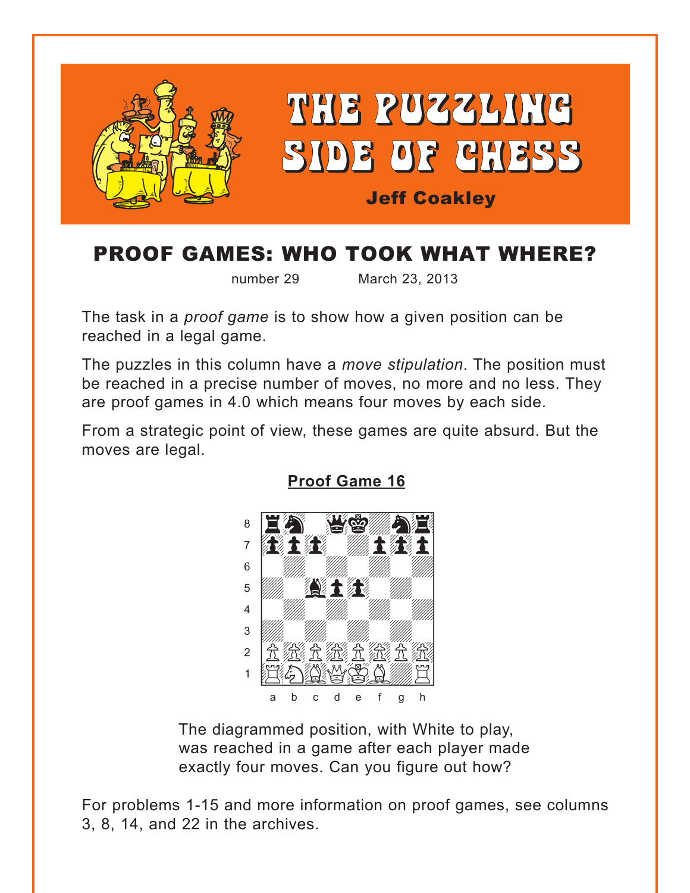# THE PUZZLING SIDE OF CHESS

**Jeff Coakley**

## PROOF GAMES: WHO TOOK WHAT WHERE?

number 29 March 23, 2013

The task in a *proof game* is to show how a given position can be reached in a legal game.

The puzzles in this column have a *move stipulation*. The position must be reached in a precise number of moves, no more and no less. They are proof games in 4.0 which means four moves by each side.

From a strategic point of view, these games are quite absurd. But the moves are legal.

### Proof Game 16

The diagrammed position, with White to play, was reached in a game after each player made exactly four moves. Can you figure out how?

For problems 1-15 and more information on proof games, see columns 3, 8, 14, and 22 in the archives.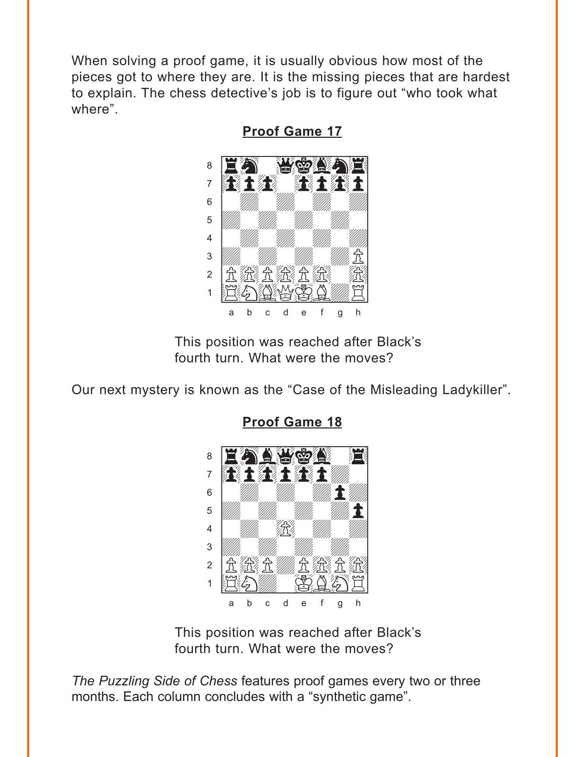When solving a proof game, it is usually obvious how most of the pieces got to where they are. It is the missing pieces that are hardest to explain. The chess detective's job is to figure out "who took what where".

## Proof Game 17

This position was reached after Black's fourth turn. What were the moves?

Our next mystery is known as the "Case of the Misleading Ladykiller".

## Proof Game 18

This position was reached after Black's fourth turn. What were the moves?

*The Puzzling Side of Chess* features proof games every two or three months. Each column concludes with a "synthetic game".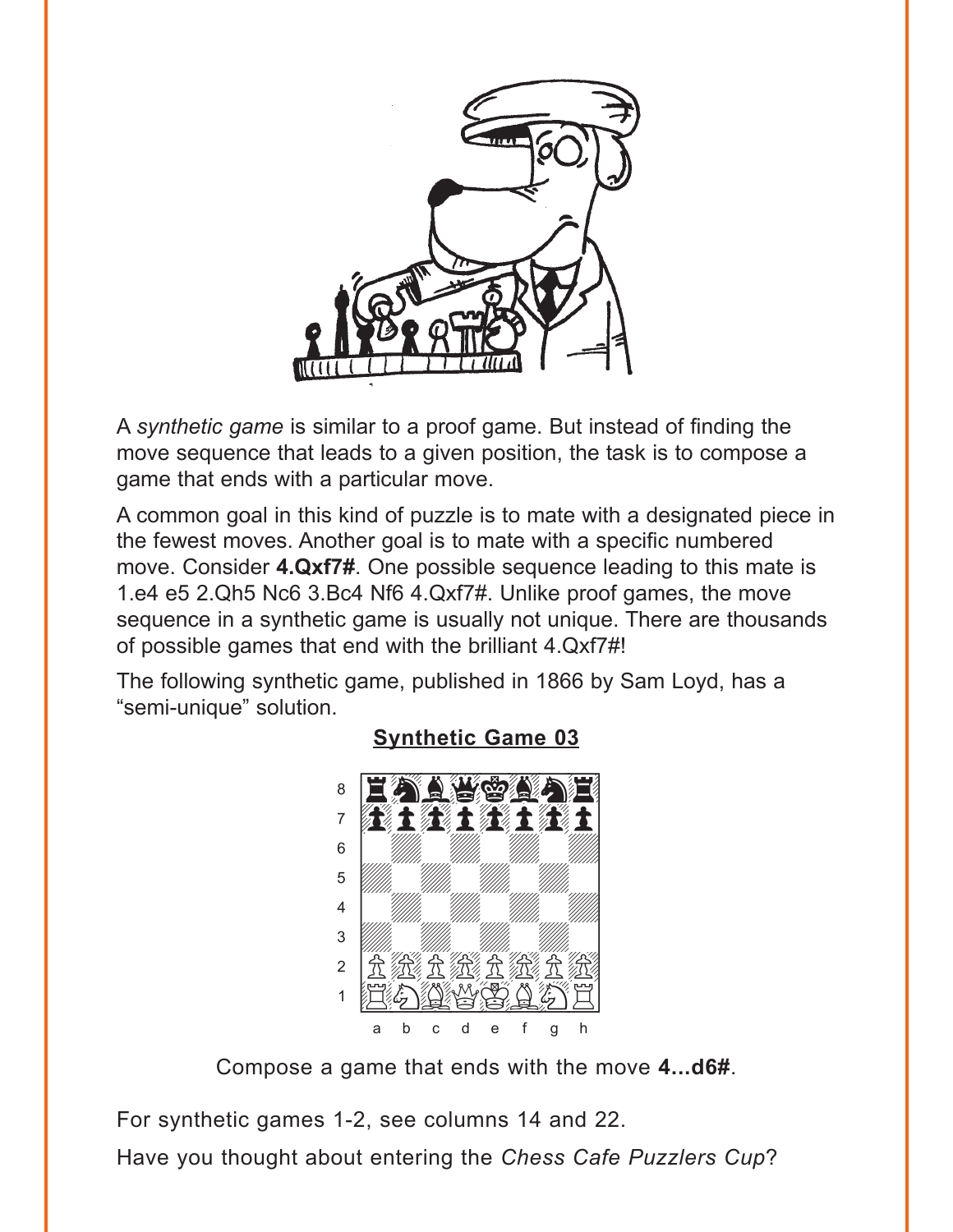A *synthetic game* is similar to a proof game. But instead of finding the move sequence that leads to a given position, the task is to compose a game that ends with a particular move.

A common goal in this kind of puzzle is to mate with a designated piece in the fewest moves. Another goal is to mate with a specific numbered move. Consider **4.Qxf7#**. One possible sequence leading to this mate is 1.e4 e5 2.Qh5 Nc6 3.Bc4 Nf6 4.Qxf7#. Unlike proof games, the move sequence in a synthetic game is usually not unique. There are thousands of possible games that end with the brilliant 4.Qxf7#!

The following synthetic game, published in 1866 by Sam Loyd, has a "semi-unique" solution.

**Synthetic Game 03**

Compose a game that ends with the move **4...d6#**.

For synthetic games 1-2, see columns 14 and 22.

Have you thought about entering the *Chess Cafe Puzzlers Cup*?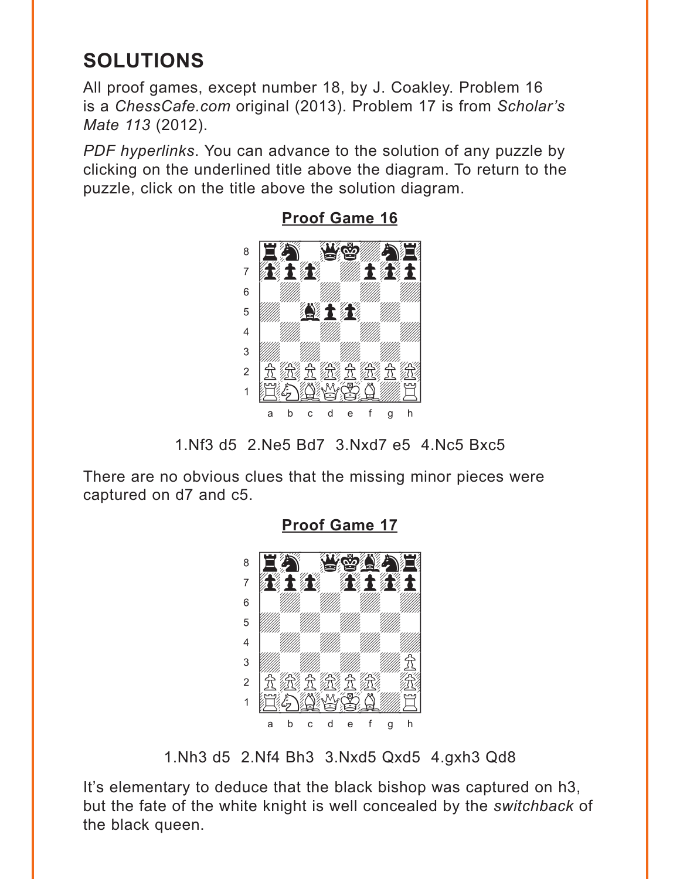## SOLUTIONS

All proof games, except number 18, by J. Coakley. Problem 16 is a *ChessCafe.com* original (2013). Problem 17 is from *Scholar's Mate 113* (2012).

*PDF hyperlinks*. You can advance to the solution of any puzzle by clicking on the underlined title above the diagram. To return to the puzzle, click on the title above the solution diagram.

### Proof Game 16

1.Nf3 d5 2.Ne5 Bd7 3.Nxd7 e5 4.Nc5 Bxc5

There are no obvious clues that the missing minor pieces were captured on d7 and c5.

### Proof Game 17

1.Nh3 d5 2.Nf4 Bh3 3.Nxd5 Qxd5 4.gxh3 Qd8

It's elementary to deduce that the black bishop was captured on h3, but the fate of the white knight is well concealed by the *switchback* of the black queen.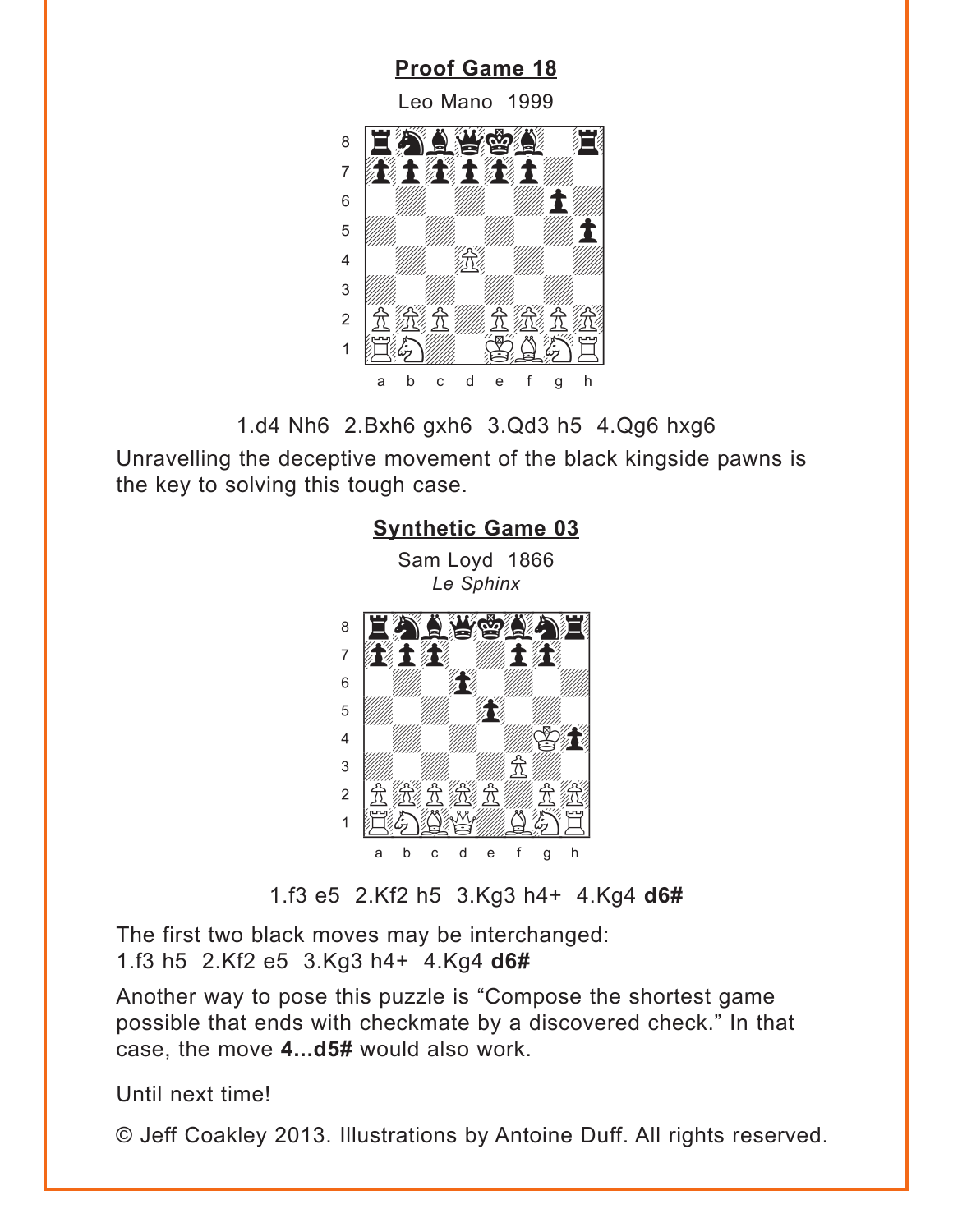**Proof Game 18**

Leo Mano 1999

1.d4 Nh6 2.Bxh6 gxh6 3.Qd3 h5 4.Qg6 hxg6

Unravelling the deceptive movement of the black kingside pawns is the key to solving this tough case.

**Synthetic Game 03**

Sam Loyd 1866
*Le Sphinx*

1.f3 e5 2.Kf2 h5 3.Kg3 h4+ 4.Kg4 **d6#**

The first two black moves may be interchanged:
1.f3 h5 2.Kf2 e5 3.Kg3 h4+ 4.Kg4 **d6#**

Another way to pose this puzzle is "Compose the shortest game possible that ends with checkmate by a discovered check." In that case, the move **4...d5#** would also work.

Until next time!

© Jeff Coakley 2013. Illustrations by Antoine Duff. All rights reserved.